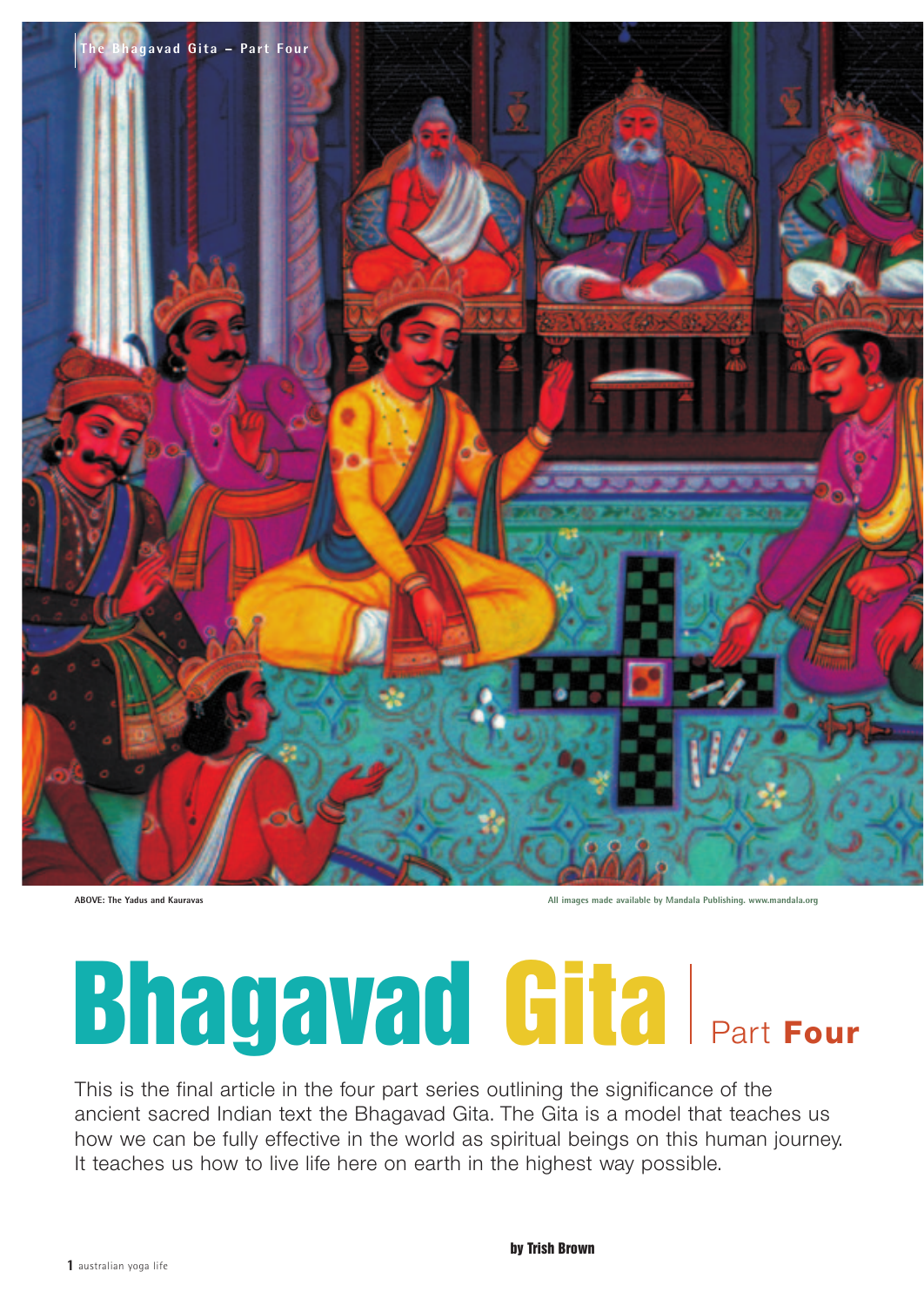ABOVE: The Yadus and Kauravas

All images made available by Mandala Publishing. www.mandala.org

# Bhagavad Gita | Part Four

This is the final article in the four part series outlining the significance of the ancient sacred Indian text the Bhagavad Gita. The Gita is a model that teaches us how we can be fully effective in the world as spiritual beings on this human journey. It teaches us how to live life here on earth in the highest way possible.

**by Trish Brown**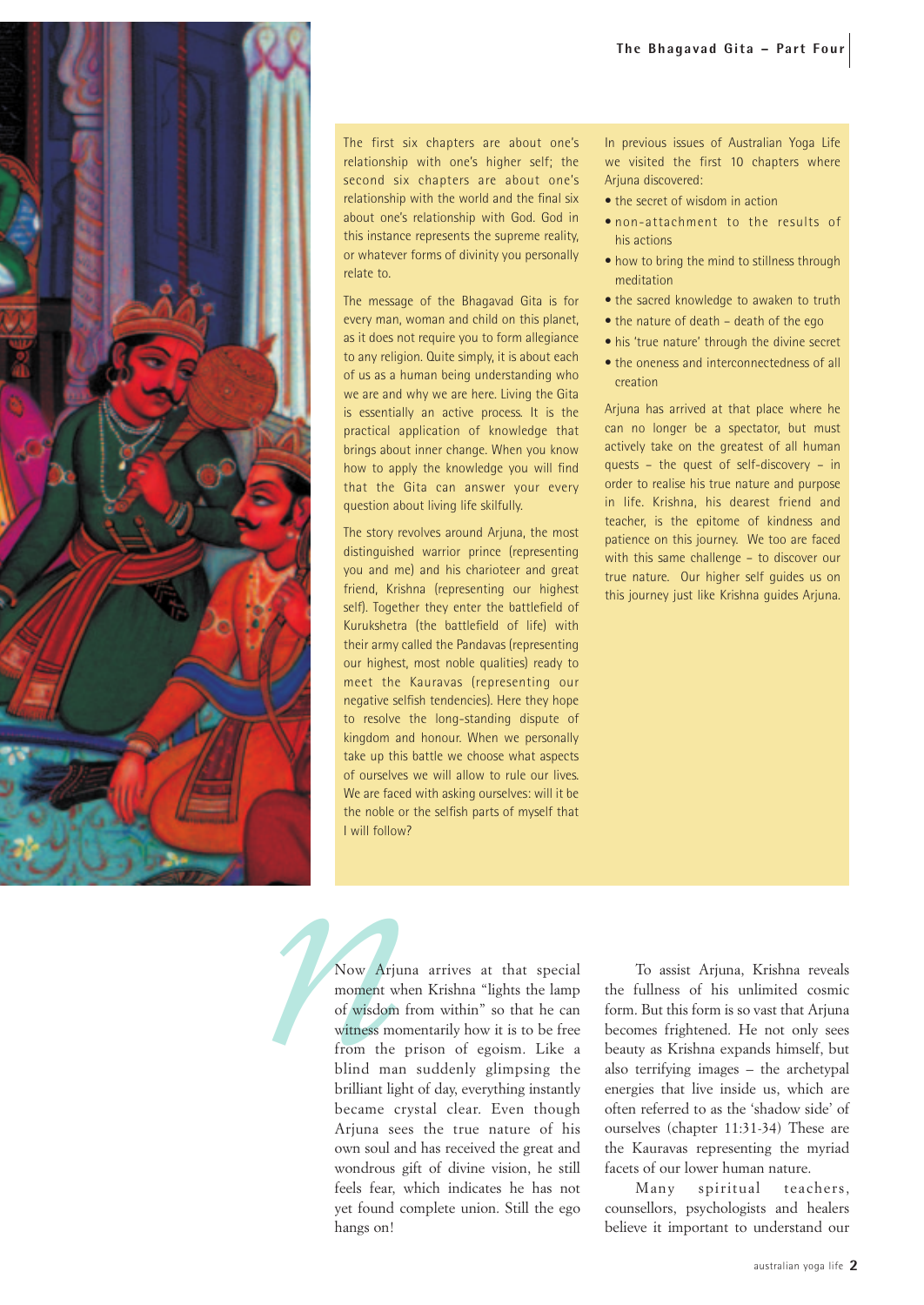The first six chapters are about one's relationship with one's higher self; the second six chapters are about one's relationship with the world and the final six about one's relationship with God. God in this instance represents the supreme reality, or whatever forms of divinity you personally relate to.

The message of the Bhagavad Gita is for every man, woman and child on this planet, as it does not require you to form allegiance to any religion. Quite simply, it is about each of us as a human being understanding who we are and why we are here. Living the Gita is essentially an active process. It is the practical application of knowledge that brings about inner change. When you know how to apply the knowledge you will find that the Gita can answer your every question about living life skilfully.

The story revolves around Arjuna, the most distinguished warrior prince (representing you and me) and his charioteer and great friend, Krishna (representing our highest self). Together they enter the battlefield of Kurukshetra (the battlefield of life) with their army called the Pandavas (representing our highest, most noble qualities) ready to meet the Kauravas (representing our negative selfish tendencies). Here they hope to resolve the long-standing dispute of kingdom and honour. When we personally take up this battle we choose what aspects of ourselves we will allow to rule our lives. We are faced with asking ourselves: will it be the noble or the selfish parts of myself that I will follow?

In previous issues of Australian Yoga Life we visited the first 10 chapters where Arjuna discovered:

- the secret of wisdom in action
- non-attachment to the results of his actions
- how to bring the mind to stillness through meditation
- the sacred knowledge to awaken to truth
- the nature of death – death of the ego
- his 'true nature' through the divine secret
- the oneness and interconnectedness of all creation

Arjuna has arrived at that place where he can no longer be a spectator, but must actively take on the greatest of all human quests – the quest of self-discovery – in order to realise his true nature and purpose in life. Krishna, his dearest friend and teacher, is the epitome of kindness and patience on this journey. We too are faced with this same challenge – to discover our true nature. Our higher self guides us on this journey just like Krishna guides Arjuna.

Now Arjuna arrives at that special moment when Krishna "lights the lamp of wisdom from within" so that he can witness momentarily how it is to be free from the prison of egoism. Like a blind man suddenly glimpsing the brilliant light of day, everything instantly became crystal clear. Even though Arjuna sees the true nature of his own soul and has received the great and wondrous gift of divine vision, he still feels fear, which indicates he has not yet found complete union. Still the ego hangs on!

To assist Arjuna, Krishna reveals the fullness of his unlimited cosmic form. But this form is so vast that Arjuna becomes frightened. He not only sees beauty as Krishna expands himself, but also terrifying images – the archetypal energies that live inside us, which are often referred to as the 'shadow side' of ourselves (chapter 11:31-34) These are the Kauravas representing the myriad facets of our lower human nature.

Many spiritual teachers, counsellors, psychologists and healers believe it important to understand our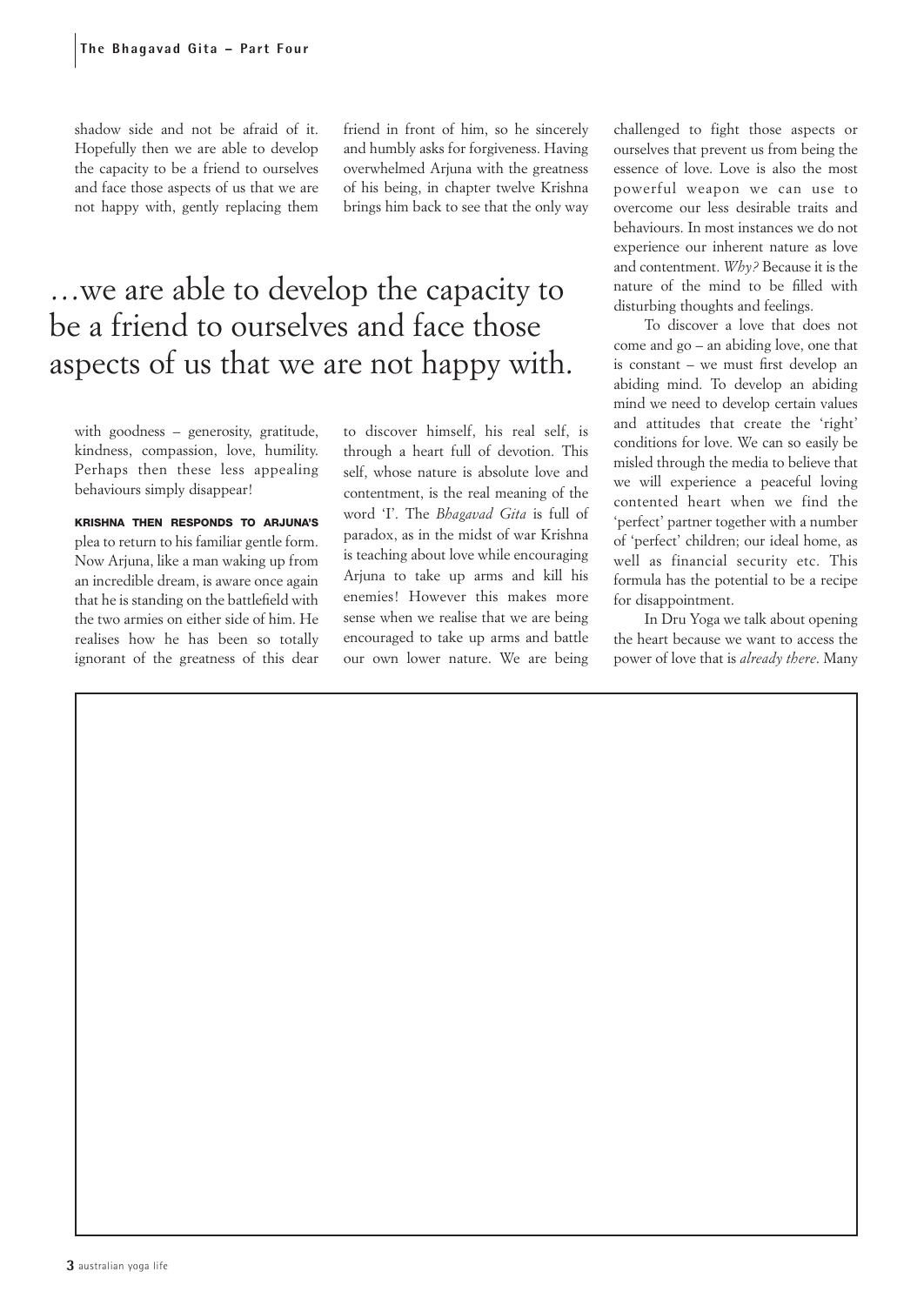shadow side and not be afraid of it. Hopefully then we are able to develop the capacity to be a friend to ourselves and face those aspects of us that we are not happy with, gently replacing them with goodness – generosity, gratitude, kindness, compassion, love, humility. Perhaps then these less appealing behaviours simply disappear!

> …we are able to develop the capacity to be a friend to ourselves and face those aspects of us that we are not happy with.

**KRISHNA THEN RESPONDS TO ARJUNA'S** plea to return to his familiar gentle form. Now Arjuna, like a man waking up from an incredible dream, is aware once again that he is standing on the battlefield with the two armies on either side of him. He realises how he has been so totally ignorant of the greatness of this dear friend in front of him, so he sincerely and humbly asks for forgiveness. Having overwhelmed Arjuna with the greatness of his being, in chapter twelve Krishna brings him back to see that the only way to discover himself, his real self, is through a heart full of devotion. This self, whose nature is absolute love and contentment, is the real meaning of the word 'I'. The *Bhagavad Gita* is full of paradox, as in the midst of war Krishna is teaching about love while encouraging Arjuna to take up arms and kill his enemies! However this makes more sense when we realise that we are being encouraged to take up arms and battle our own lower nature. We are being challenged to fight those aspects or ourselves that prevent us from being the essence of love. Love is also the most powerful weapon we can use to overcome our less desirable traits and behaviours. In most instances we do not experience our inherent nature as love and contentment. *Why?* Because it is the nature of the mind to be filled with disturbing thoughts and feelings.

To discover a love that does not come and go – an abiding love, one that is constant – we must first develop an abiding mind. To develop an abiding mind we need to develop certain values and attitudes that create the 'right' conditions for love. We can so easily be misled through the media to believe that we will experience a peaceful loving contented heart when we find the 'perfect' partner together with a number of 'perfect' children; our ideal home, as well as financial security etc. This formula has the potential to be a recipe for disappointment.

In Dru Yoga we talk about opening the heart because we want to access the power of love that is *already there*. Many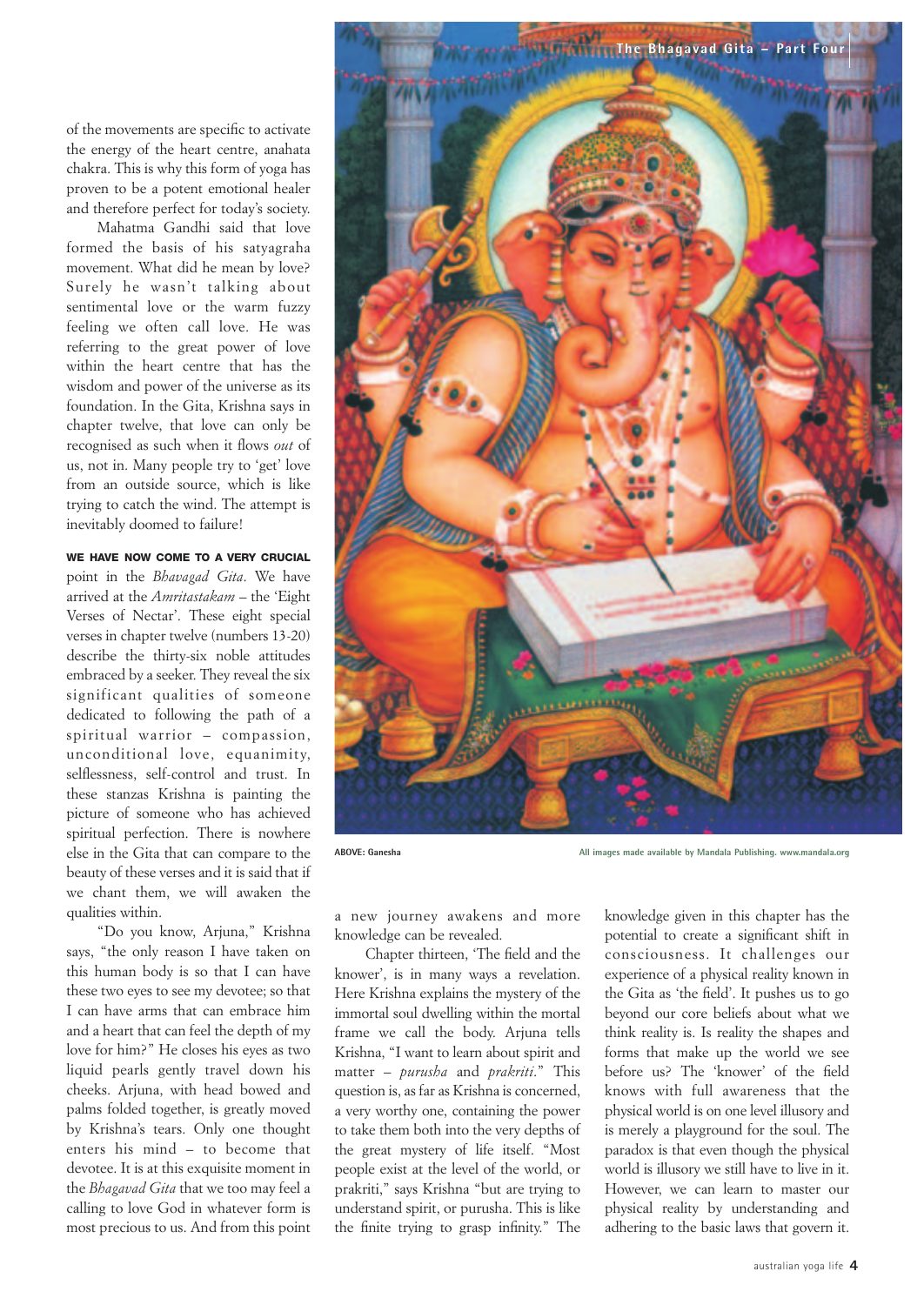of the movements are specific to activate the energy of the heart centre, anahata chakra. This is why this form of yoga has proven to be a potent emotional healer and therefore perfect for today's society.

Mahatma Gandhi said that love formed the basis of his satyagraha movement. What did he mean by love? Surely he wasn't talking about sentimental love or the warm fuzzy feeling we often call love. He was referring to the great power of love within the heart centre that has the wisdom and power of the universe as its foundation. In the Gita, Krishna says in chapter twelve, that love can only be recognised as such when it flows *out* of us, not in. Many people try to 'get' love from an outside source, which is like trying to catch the wind. The attempt is inevitably doomed to failure!

**WE HAVE NOW COME TO A VERY CRUCIAL** point in the *Bhavagad Gita*. We have arrived at the *Amritastakam* – the 'Eight Verses of Nectar'. These eight special verses in chapter twelve (numbers 13-20) describe the thirty-six noble attitudes embraced by a seeker. They reveal the six significant qualities of someone dedicated to following the path of a spiritual warrior – compassion, unconditional love, equanimity, selflessness, self-control and trust. In these stanzas Krishna is painting the picture of someone who has achieved spiritual perfection. There is nowhere else in the Gita that can compare to the beauty of these verses and it is said that if we chant them, we will awaken the qualities within.

"Do you know, Arjuna," Krishna says, "the only reason I have taken on this human body is so that I can have these two eyes to see my devotee; so that I can have arms that can embrace him and a heart that can feel the depth of my love for him?" He closes his eyes as two liquid pearls gently travel down his cheeks. Arjuna, with head bowed and palms folded together, is greatly moved by Krishna's tears. Only one thought enters his mind – to become that devotee. It is at this exquisite moment in the *Bhagavad Gita* that we too may feel a calling to love God in whatever form is most precious to us. And from this point a new journey awakens and more knowledge can be revealed.

ABOVE: Ganesha

All images made available by Mandala Publishing. www.mandala.org

Chapter thirteen, 'The field and the knower', is in many ways a revelation. Here Krishna explains the mystery of the immortal soul dwelling within the mortal frame we call the body. Arjuna tells Krishna, "I want to learn about spirit and matter – *purusha* and *prakriti*." This question is, as far as Krishna is concerned, a very worthy one, containing the power to take them both into the very depths of the great mystery of life itself. "Most people exist at the level of the world, or prakriti," says Krishna "but are trying to understand spirit, or purusha. This is like the finite trying to grasp infinity." The knowledge given in this chapter has the potential to create a significant shift in consciousness. It challenges our experience of a physical reality known in the Gita as 'the field'. It pushes us to go beyond our core beliefs about what we think reality is. Is reality the shapes and forms that make up the world we see before us? The 'knower' of the field knows with full awareness that the physical world is on one level illusory and is merely a playground for the soul. The paradox is that even though the physical world is illusory we still have to live in it. However, we can learn to master our physical reality by understanding and adhering to the basic laws that govern it.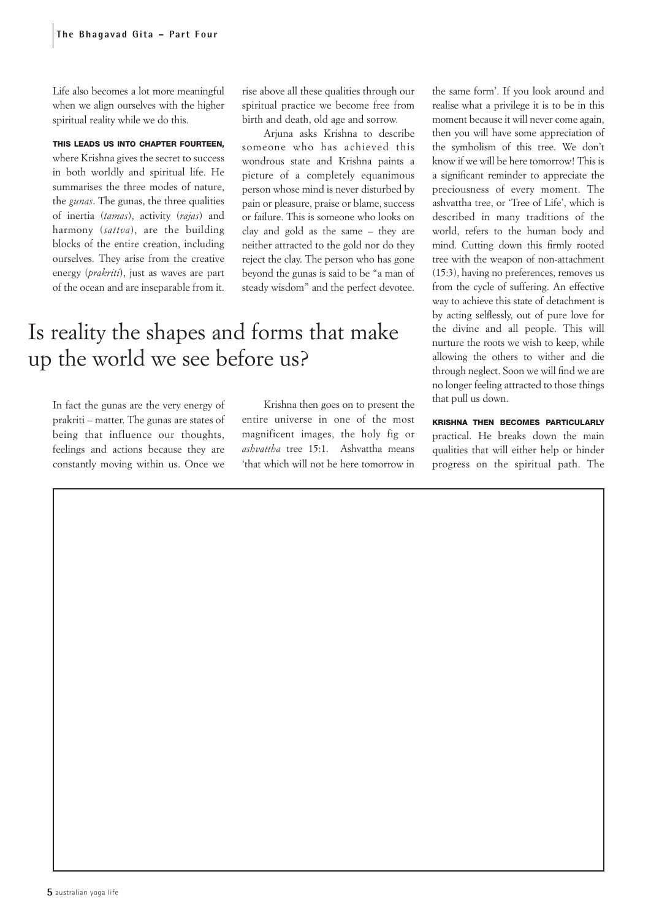Life also becomes a lot more meaningful when we align ourselves with the higher spiritual reality while we do this.

**THIS LEADS US INTO CHAPTER FOURTEEN,** where Krishna gives the secret to success in both worldly and spiritual life. He summarises the three modes of nature, the *gunas*. The gunas, the three qualities of inertia (*tamas*), activity (*rajas*) and harmony (*sattva*), are the building blocks of the entire creation, including ourselves. They arise from the creative energy (*prakriti*), just as waves are part of the ocean and are inseparable from it.

In fact the gunas are the very energy of prakriti – matter. The gunas are states of being that influence our thoughts, feelings and actions because they are constantly moving within us. Once we rise above all these qualities through our spiritual practice we become free from birth and death, old age and sorrow.

Arjuna asks Krishna to describe someone who has achieved this wondrous state and Krishna paints a picture of a completely equanimous person whose mind is never disturbed by pain or pleasure, praise or blame, success or failure. This is someone who looks on clay and gold as the same – they are neither attracted to the gold nor do they reject the clay. The person who has gone beyond the gunas is said to be "a man of steady wisdom" and the perfect devotee.

## Is reality the shapes and forms that make up the world we see before us?

Krishna then goes on to present the entire universe in one of the most magnificent images, the holy fig or *ashvattha* tree 15:1. Ashvattha means 'that which will not be here tomorrow in the same form'. If you look around and realise what a privilege it is to be in this moment because it will never come again, then you will have some appreciation of the symbolism of this tree. We don't know if we will be here tomorrow! This is a significant reminder to appreciate the preciousness of every moment. The ashvattha tree, or 'Tree of Life', which is described in many traditions of the world, refers to the human body and mind. Cutting down this firmly rooted tree with the weapon of non-attachment (15:3), having no preferences, removes us from the cycle of suffering. An effective way to achieve this state of detachment is by acting selflessly, out of pure love for the divine and all people. This will nurture the roots we wish to keep, while allowing the others to wither and die through neglect. Soon we will find we are no longer feeling attracted to those things that pull us down.

**KRISHNA THEN BECOMES PARTICULARLY** practical. He breaks down the main qualities that will either help or hinder progress on the spiritual path. The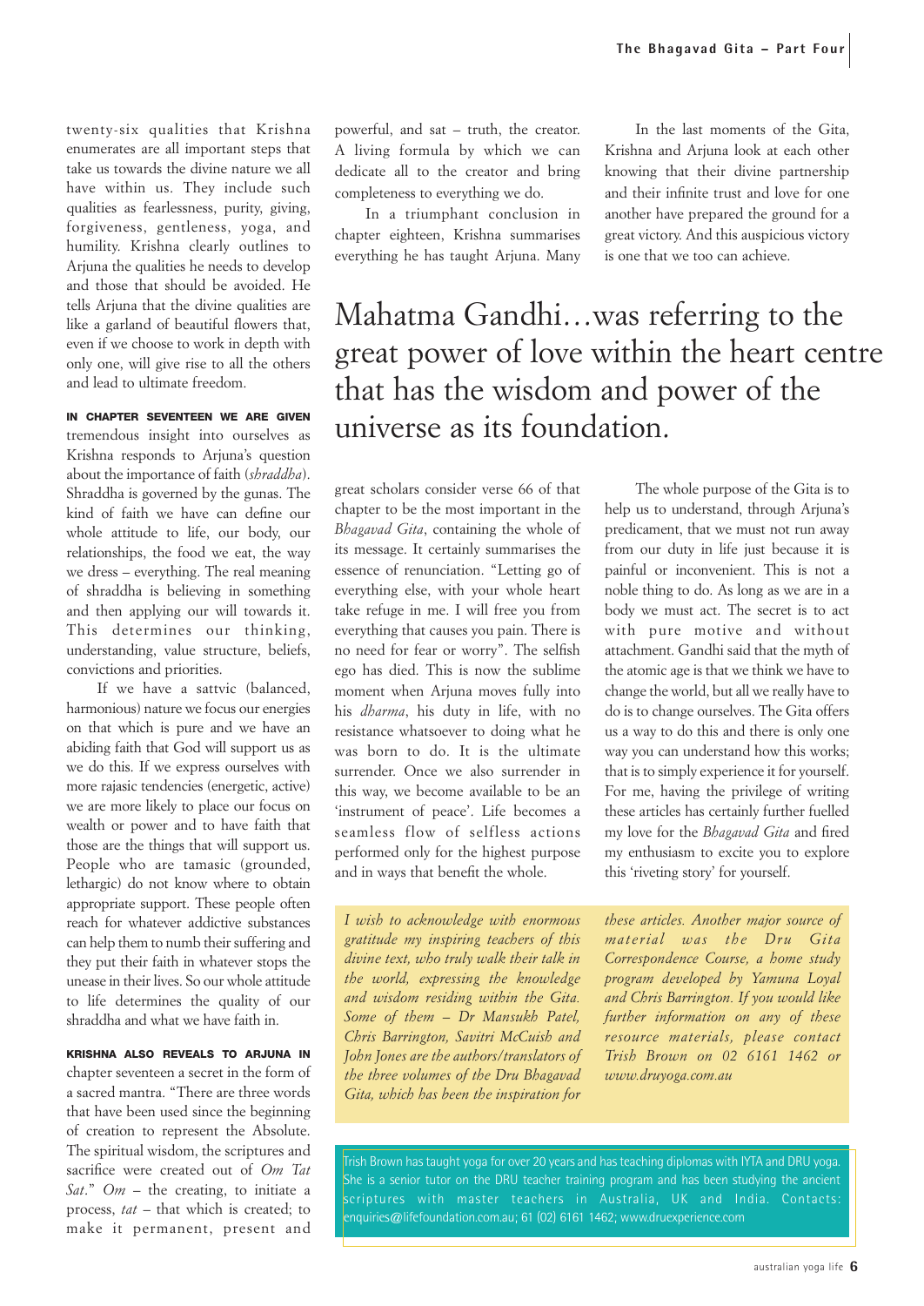twenty-six qualities that Krishna enumerates are all important steps that take us towards the divine nature we all have within us. They include such qualities as fearlessness, purity, giving, forgiveness, gentleness, yoga, and humility. Krishna clearly outlines to Arjuna the qualities he needs to develop and those that should be avoided. He tells Arjuna that the divine qualities are like a garland of beautiful flowers that, even if we choose to work in depth with only one, will give rise to all the others and lead to ultimate freedom.

**IN CHAPTER SEVENTEEN WE ARE GIVEN** tremendous insight into ourselves as Krishna responds to Arjuna's question about the importance of faith (*shraddha*). Shraddha is governed by the gunas. The kind of faith we have can define our whole attitude to life, our body, our relationships, the food we eat, the way we dress – everything. The real meaning of shraddha is believing in something and then applying our will towards it. This determines our thinking, understanding, value structure, beliefs, convictions and priorities.

If we have a sattvic (balanced, harmonious) nature we focus our energies on that which is pure and we have an abiding faith that God will support us as we do this. If we express ourselves with more rajasic tendencies (energetic, active) we are more likely to place our focus on wealth or power and to have faith that those are the things that will support us. People who are tamasic (grounded, lethargic) do not know where to obtain appropriate support. These people often reach for whatever addictive substances can help them to numb their suffering and they put their faith in whatever stops the unease in their lives. So our whole attitude to life determines the quality of our shraddha and what we have faith in.

**KRISHNA ALSO REVEALS TO ARJUNA IN** chapter seventeen a secret in the form of a sacred mantra. "There are three words that have been used since the beginning of creation to represent the Absolute. The spiritual wisdom, the scriptures and sacrifice were created out of *Om Tat Sat*." *Om* – the creating, to initiate a process, *tat* – that which is created; to make it permanent, present and powerful, and sat – truth, the creator. A living formula by which we can dedicate all to the creator and bring completeness to everything we do.

In a triumphant conclusion in chapter eighteen, Krishna summarises everything he has taught Arjuna. Many great scholars consider verse 66 of that chapter to be the most important in the *Bhagavad Gita*, containing the whole of its message. It certainly summarises the essence of renunciation. "Letting go of everything else, with your whole heart take refuge in me. I will free you from everything that causes you pain. There is no need for fear or worry". The selfish ego has died. This is now the sublime moment when Arjuna moves fully into his *dharma*, his duty in life, with no resistance whatsoever to doing what he was born to do. It is the ultimate surrender. Once we also surrender in this way, we become available to be an 'instrument of peace'. Life becomes a seamless flow of selfless actions performed only for the highest purpose and in ways that benefit the whole.

In the last moments of the Gita, Krishna and Arjuna look at each other knowing that their divine partnership and their infinite trust and love for one another have prepared the ground for a great victory. And this auspicious victory is one that we too can achieve.

> Mahatma Gandhi…was referring to the great power of love within the heart centre that has the wisdom and power of the universe as its foundation.

The whole purpose of the Gita is to help us to understand, through Arjuna's predicament, that we must not run away from our duty in life just because it is painful or inconvenient. This is not a noble thing to do. As long as we are in a body we must act. The secret is to act with pure motive and without attachment. Gandhi said that the myth of the atomic age is that we think we have to change the world, but all we really have to do is to change ourselves. The Gita offers us a way to do this and there is only one way you can understand how this works; that is to simply experience it for yourself. For me, having the privilege of writing these articles has certainly further fuelled my love for the *Bhagavad Gita* and fired my enthusiasm to excite you to explore this 'riveting story' for yourself.

*I wish to acknowledge with enormous gratitude my inspiring teachers of this divine text, who truly walk their talk in the world, expressing the knowledge and wisdom residing within the Gita. Some of them – Dr Mansukh Patel, Chris Barrington, Savitri McCuish and John Jones are the authors/translators of the three volumes of the Dru Bhagavad Gita, which has been the inspiration for these articles. Another major source of material was the Dru Gita Correspondence Course, a home study program developed by Yamuna Loyal and Chris Barrington. If you would like further information on any of these resource materials, please contact Trish Brown on 02 6161 1462 or www.druyoga.com.au*

Trish Brown has taught yoga for over 20 years and has teaching diplomas with IYTA and DRU yoga. She is a senior tutor on the DRU teacher training program and has been studying the ancient scriptures with master teachers in Australia, UK and India. Contacts: enquiries@lifefoundation.com.au; 61 (02) 6161 1462; www.druexperience.com